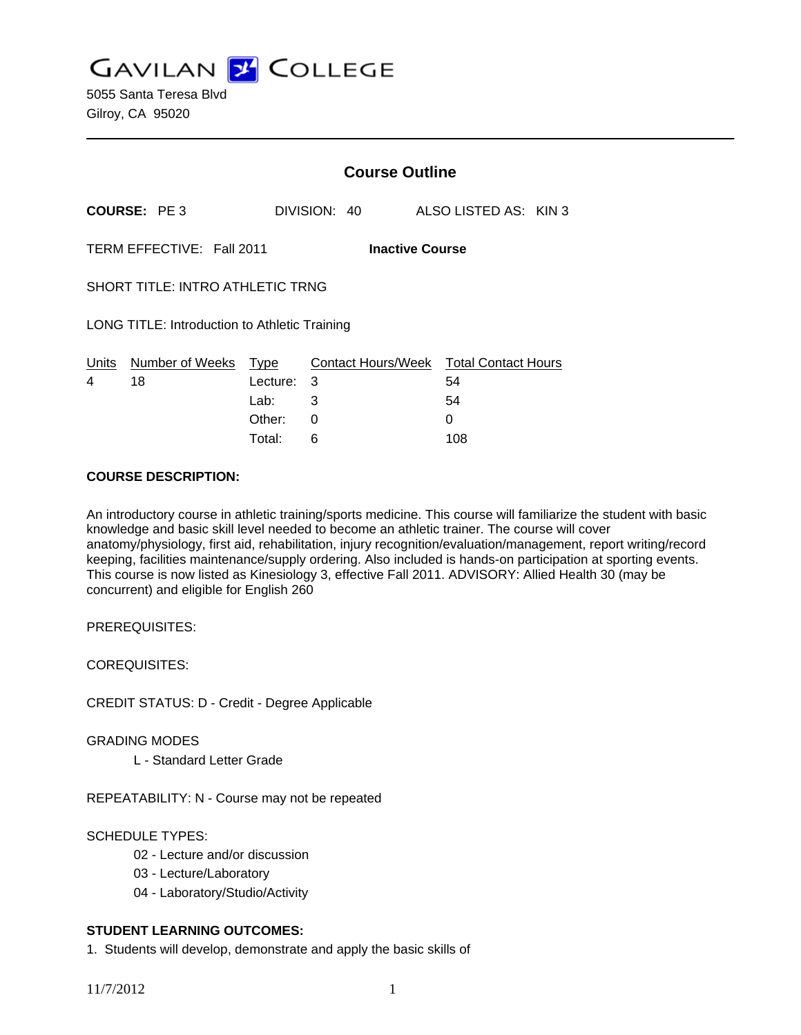# GAVILAN COLLEGE

5055 Santa Teresa Blvd
Gilroy, CA 95020

## Course Outline

**COURSE:** PE 3 DIVISION: 40 ALSO LISTED AS: KIN 3

TERM EFFECTIVE: Fall 2011 **Inactive Course**

SHORT TITLE: INTRO ATHLETIC TRNG

LONG TITLE: Introduction to Athletic Training

| Units | Number of Weeks | Type | Contact Hours/Week | Total Contact Hours |
|---|---|---|---|---|
| 4 | 18 | Lecture: | 3 | 54 |
| | | Lab: | 3 | 54 |
| | | Other: | 0 | 0 |
| | | Total: | 6 | 108 |

**COURSE DESCRIPTION:**

An introductory course in athletic training/sports medicine. This course will familiarize the student with basic knowledge and basic skill level needed to become an athletic trainer. The course will cover anatomy/physiology, first aid, rehabilitation, injury recognition/evaluation/management, report writing/record keeping, facilities maintenance/supply ordering. Also included is hands-on participation at sporting events. This course is now listed as Kinesiology 3, effective Fall 2011. ADVISORY: Allied Health 30 (may be concurrent) and eligible for English 260

PREREQUISITES:

COREQUISITES:

CREDIT STATUS: D - Credit - Degree Applicable

GRADING MODES

- L - Standard Letter Grade

REPEATABILITY: N - Course may not be repeated

SCHEDULE TYPES:

- 02 - Lecture and/or discussion
- 03 - Lecture/Laboratory
- 04 - Laboratory/Studio/Activity

**STUDENT LEARNING OUTCOMES:**

1. Students will develop, demonstrate and apply the basic skills of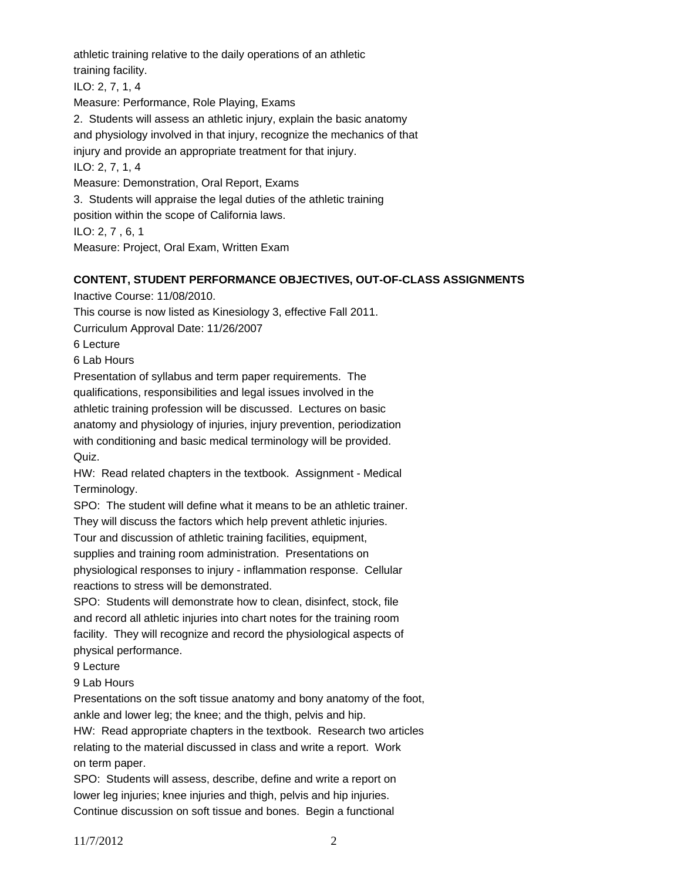athletic training relative to the daily operations of an athletic training facility.

ILO: 2, 7, 1, 4

Measure: Performance, Role Playing, Exams

2. Students will assess an athletic injury, explain the basic anatomy and physiology involved in that injury, recognize the mechanics of that injury and provide an appropriate treatment for that injury.

ILO: 2, 7, 1, 4

Measure: Demonstration, Oral Report, Exams

3. Students will appraise the legal duties of the athletic training position within the scope of California laws.

ILO: 2, 7 , 6, 1

Measure: Project, Oral Exam, Written Exam

**CONTENT, STUDENT PERFORMANCE OBJECTIVES, OUT-OF-CLASS ASSIGNMENTS**

Inactive Course: 11/08/2010.

This course is now listed as Kinesiology 3, effective Fall 2011.

Curriculum Approval Date: 11/26/2007

6 Lecture

6 Lab Hours

Presentation of syllabus and term paper requirements. The qualifications, responsibilities and legal issues involved in the athletic training profession will be discussed. Lectures on basic anatomy and physiology of injuries, injury prevention, periodization with conditioning and basic medical terminology will be provided. Quiz.

HW: Read related chapters in the textbook. Assignment - Medical Terminology.

SPO: The student will define what it means to be an athletic trainer. They will discuss the factors which help prevent athletic injuries. Tour and discussion of athletic training facilities, equipment, supplies and training room administration. Presentations on physiological responses to injury - inflammation response. Cellular reactions to stress will be demonstrated.

SPO: Students will demonstrate how to clean, disinfect, stock, file and record all athletic injuries into chart notes for the training room facility. They will recognize and record the physiological aspects of physical performance.

9 Lecture

9 Lab Hours

Presentations on the soft tissue anatomy and bony anatomy of the foot, ankle and lower leg; the knee; and the thigh, pelvis and hip.

HW: Read appropriate chapters in the textbook. Research two articles relating to the material discussed in class and write a report. Work on term paper.

SPO: Students will assess, describe, define and write a report on lower leg injuries; knee injuries and thigh, pelvis and hip injuries. Continue discussion on soft tissue and bones. Begin a functional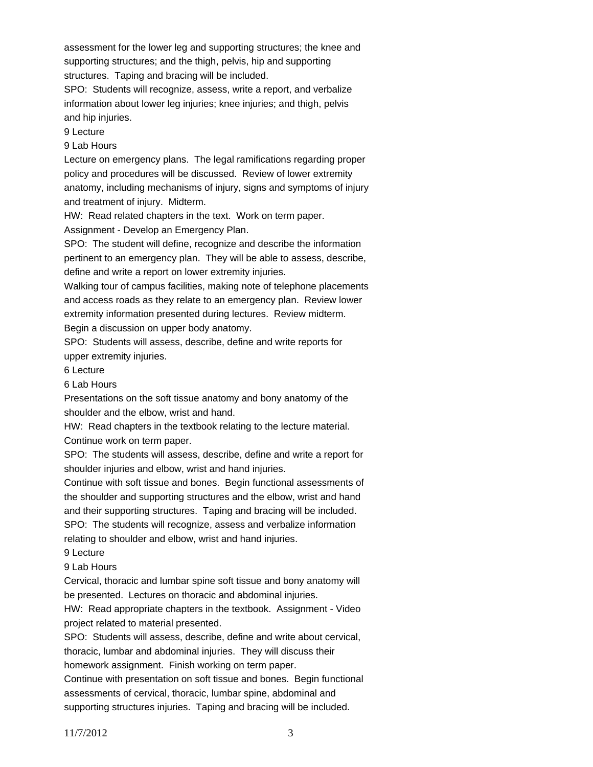assessment for the lower leg and supporting structures; the knee and supporting structures; and the thigh, pelvis, hip and supporting structures. Taping and bracing will be included.

SPO: Students will recognize, assess, write a report, and verbalize information about lower leg injuries; knee injuries; and thigh, pelvis and hip injuries.

9 Lecture

9 Lab Hours

Lecture on emergency plans. The legal ramifications regarding proper policy and procedures will be discussed. Review of lower extremity anatomy, including mechanisms of injury, signs and symptoms of injury and treatment of injury. Midterm.

HW: Read related chapters in the text. Work on term paper.

Assignment - Develop an Emergency Plan.

SPO: The student will define, recognize and describe the information pertinent to an emergency plan. They will be able to assess, describe, define and write a report on lower extremity injuries.

Walking tour of campus facilities, making note of telephone placements and access roads as they relate to an emergency plan. Review lower extremity information presented during lectures. Review midterm.

Begin a discussion on upper body anatomy.

SPO: Students will assess, describe, define and write reports for upper extremity injuries.

6 Lecture

6 Lab Hours

Presentations on the soft tissue anatomy and bony anatomy of the shoulder and the elbow, wrist and hand.

HW: Read chapters in the textbook relating to the lecture material.

Continue work on term paper.

SPO: The students will assess, describe, define and write a report for shoulder injuries and elbow, wrist and hand injuries.

Continue with soft tissue and bones. Begin functional assessments of the shoulder and supporting structures and the elbow, wrist and hand and their supporting structures. Taping and bracing will be included.

SPO: The students will recognize, assess and verbalize information relating to shoulder and elbow, wrist and hand injuries.

9 Lecture

9 Lab Hours

Cervical, thoracic and lumbar spine soft tissue and bony anatomy will be presented. Lectures on thoracic and abdominal injuries.

HW: Read appropriate chapters in the textbook. Assignment - Video project related to material presented.

SPO: Students will assess, describe, define and write about cervical, thoracic, lumbar and abdominal injuries. They will discuss their homework assignment. Finish working on term paper.

Continue with presentation on soft tissue and bones. Begin functional assessments of cervical, thoracic, lumbar spine, abdominal and supporting structures injuries. Taping and bracing will be included.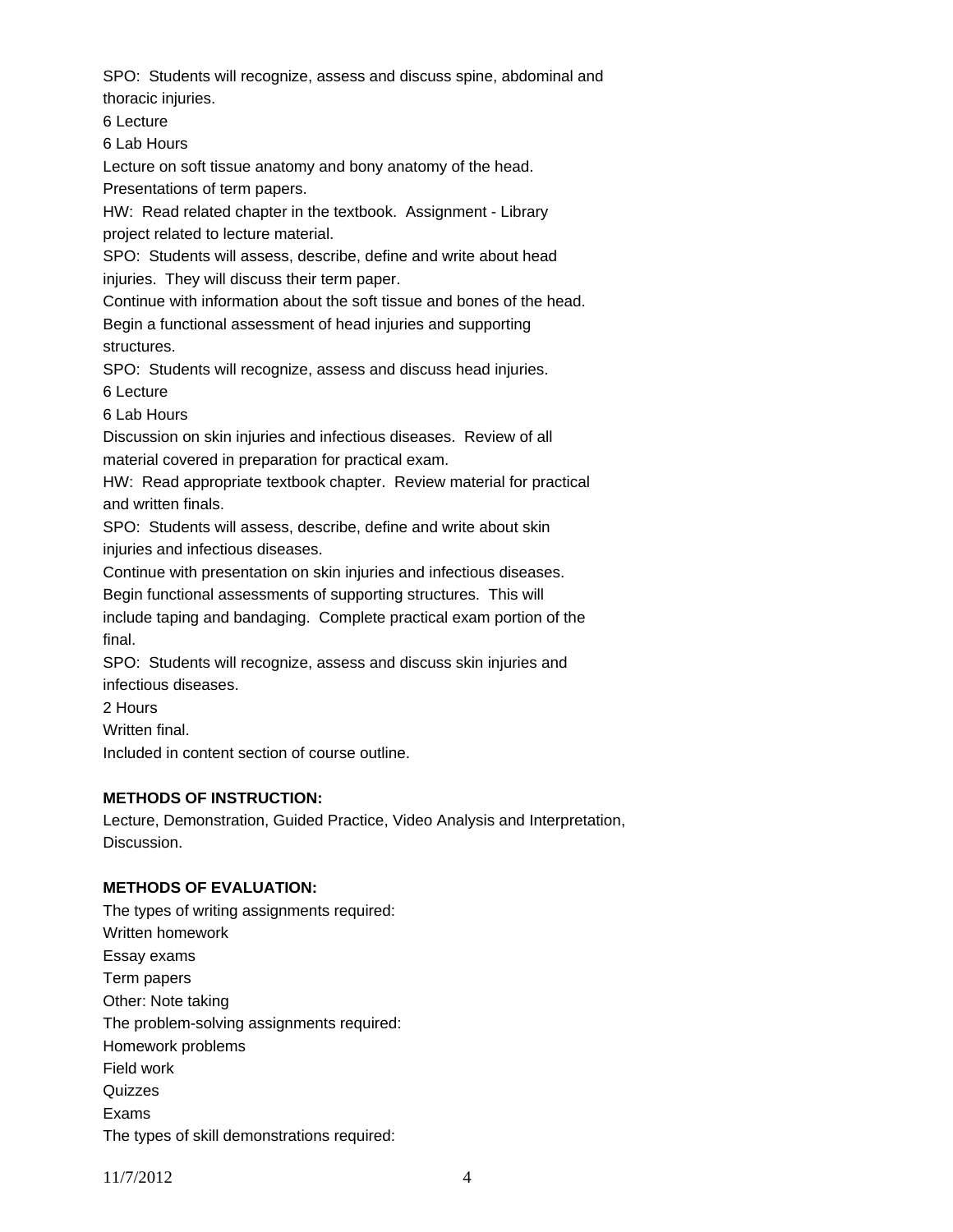SPO: Students will recognize, assess and discuss spine, abdominal and thoracic injuries.

6 Lecture

6 Lab Hours

Lecture on soft tissue anatomy and bony anatomy of the head. Presentations of term papers.

HW: Read related chapter in the textbook. Assignment - Library project related to lecture material.

SPO: Students will assess, describe, define and write about head injuries. They will discuss their term paper.

Continue with information about the soft tissue and bones of the head. Begin a functional assessment of head injuries and supporting structures.

SPO: Students will recognize, assess and discuss head injuries.

6 Lecture

6 Lab Hours

Discussion on skin injuries and infectious diseases. Review of all material covered in preparation for practical exam.

HW: Read appropriate textbook chapter. Review material for practical and written finals.

SPO: Students will assess, describe, define and write about skin injuries and infectious diseases.

Continue with presentation on skin injuries and infectious diseases. Begin functional assessments of supporting structures. This will include taping and bandaging. Complete practical exam portion of the final.

SPO: Students will recognize, assess and discuss skin injuries and infectious diseases.

2 Hours

Written final.

Included in content section of course outline.

**METHODS OF INSTRUCTION:**

Lecture, Demonstration, Guided Practice, Video Analysis and Interpretation, Discussion.

**METHODS OF EVALUATION:**

The types of writing assignments required:

Written homework

Essay exams

Term papers

Other: Note taking

The problem-solving assignments required:

Homework problems

Field work

Quizzes

Exams

The types of skill demonstrations required: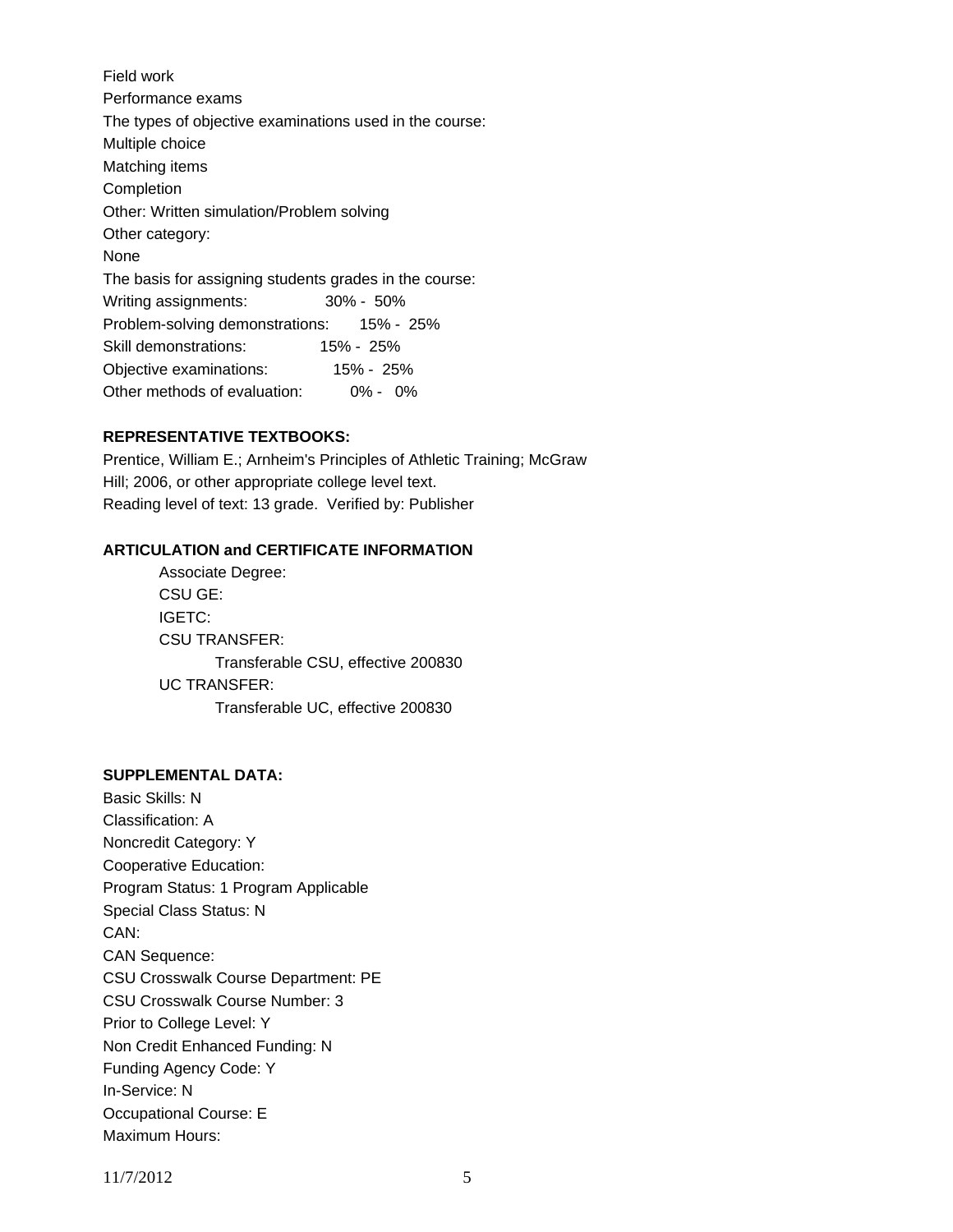Field work

Performance exams

The types of objective examinations used in the course:

Multiple choice

Matching items

Completion

Other: Written simulation/Problem solving

Other category:

None

The basis for assigning students grades in the course:

Writing assignments: 30% - 50%

Problem-solving demonstrations: 15% - 25%

Skill demonstrations: 15% - 25%

Objective examinations: 15% - 25%

Other methods of evaluation: 0% - 0%

**REPRESENTATIVE TEXTBOOKS:**

Prentice, William E.; Arnheim's Principles of Athletic Training; McGraw Hill; 2006, or other appropriate college level text.

Reading level of text: 13 grade. Verified by: Publisher

**ARTICULATION and CERTIFICATE INFORMATION**

Associate Degree:

CSU GE:

IGETC:

CSU TRANSFER:

Transferable CSU, effective 200830

UC TRANSFER:

Transferable UC, effective 200830

**SUPPLEMENTAL DATA:**

Basic Skills: N

Classification: A

Noncredit Category: Y

Cooperative Education:

Program Status: 1 Program Applicable

Special Class Status: N

CAN:

CAN Sequence:

CSU Crosswalk Course Department: PE

CSU Crosswalk Course Number: 3

Prior to College Level: Y

Non Credit Enhanced Funding: N

Funding Agency Code: Y

In-Service: N

Occupational Course: E

Maximum Hours: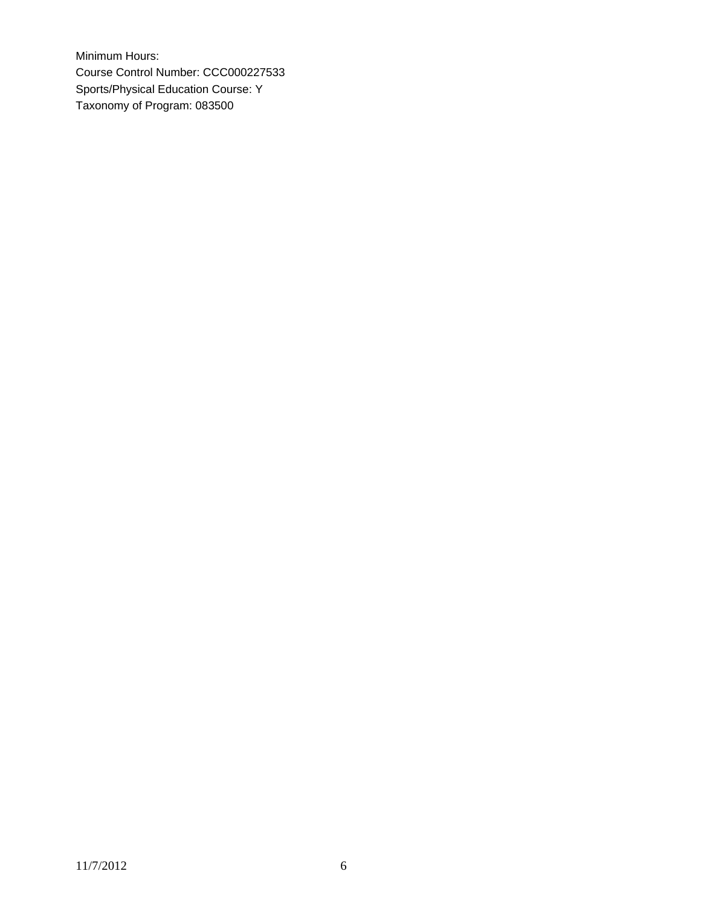Minimum Hours:
Course Control Number: CCC000227533
Sports/Physical Education Course: Y
Taxonomy of Program: 083500